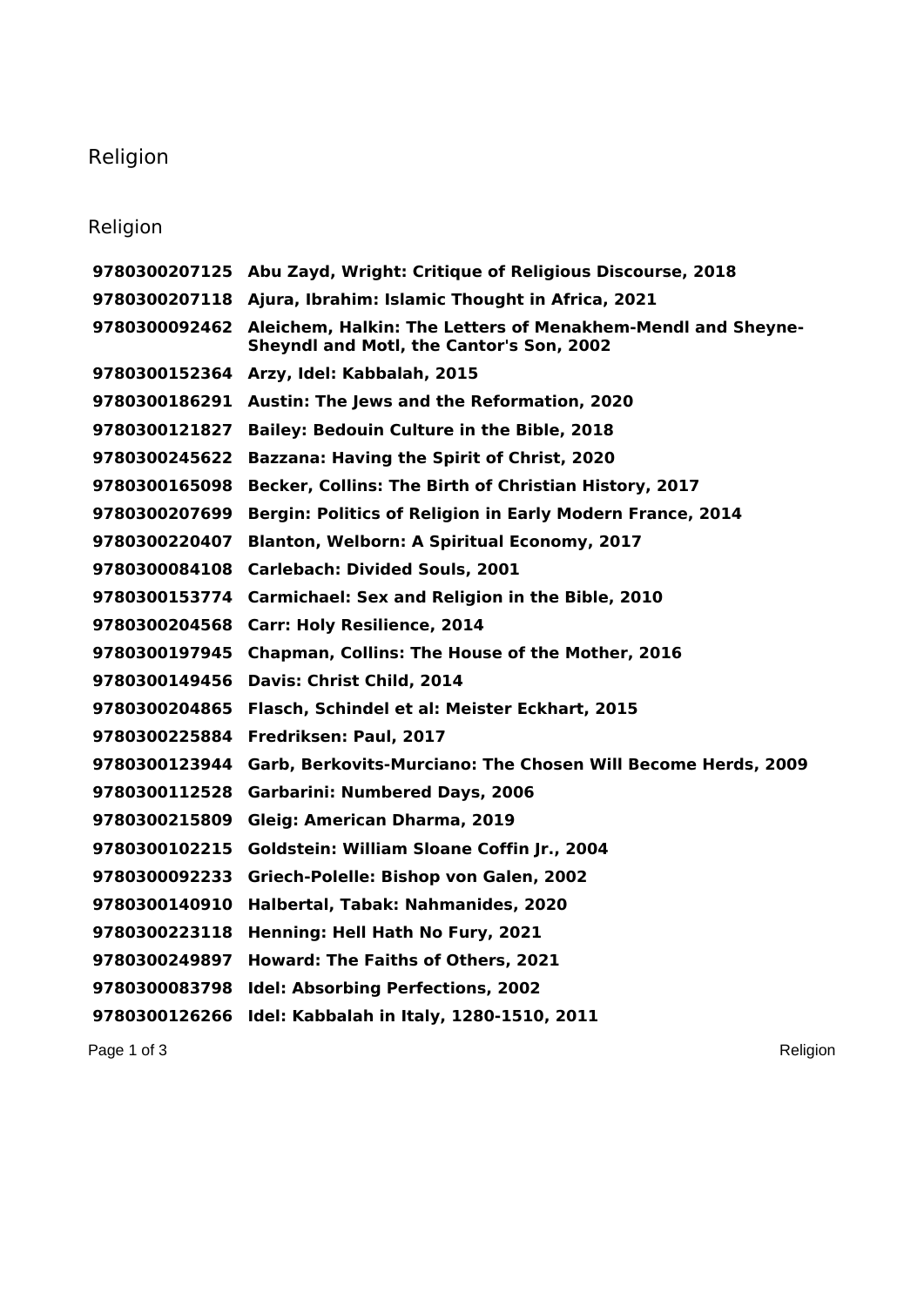# Religion

## Religion

**9780300207125 Abu Zayd, Wright: Critique of Religious Discourse, 2018**

**9780300207118 Ajura, Ibrahim: Islamic Thought in Africa, 2021**

**9780300092462 Aleichem, Halkin: The Letters of Menakhem-Mendl and Sheyne-Sheyndl and Motl, the Cantor's Son, 2002**

**9780300152364 Arzy, Idel: Kabbalah, 2015**

**9780300186291 Austin: The Jews and the Reformation, 2020**

**9780300121827 Bailey: Bedouin Culture in the Bible, 2018**

**9780300245622 Bazzana: Having the Spirit of Christ, 2020**

**9780300165098 Becker, Collins: The Birth of Christian History, 2017**

**9780300207699 Bergin: Politics of Religion in Early Modern France, 2014**

**9780300220407 Blanton, Welborn: A Spiritual Economy, 2017**

**9780300084108 Carlebach: Divided Souls, 2001**

**9780300153774 Carmichael: Sex and Religion in the Bible, 2010**

**9780300204568 Carr: Holy Resilience, 2014**

**9780300197945 Chapman, Collins: The House of the Mother, 2016**

**9780300149456 Davis: Christ Child, 2014**

**9780300204865 Flasch, Schindel et al: Meister Eckhart, 2015**

**9780300225884 Fredriksen: Paul, 2017**

**9780300123944 Garb, Berkovits-Murciano: The Chosen Will Become Herds, 2009**

**9780300112528 Garbarini: Numbered Days, 2006**

**9780300215809 Gleig: American Dharma, 2019**

**9780300102215 Goldstein: William Sloane Coffin Jr., 2004**

**9780300092233 Griech-Polelle: Bishop von Galen, 2002**

**9780300140910 Halbertal, Tabak: Nahmanides, 2020**

**9780300223118 Henning: Hell Hath No Fury, 2021**

**9780300249897 Howard: The Faiths of Others, 2021**

**9780300083798 Idel: Absorbing Perfections, 2002**

**9780300126266 Idel: Kabbalah in Italy, 1280-1510, 2011**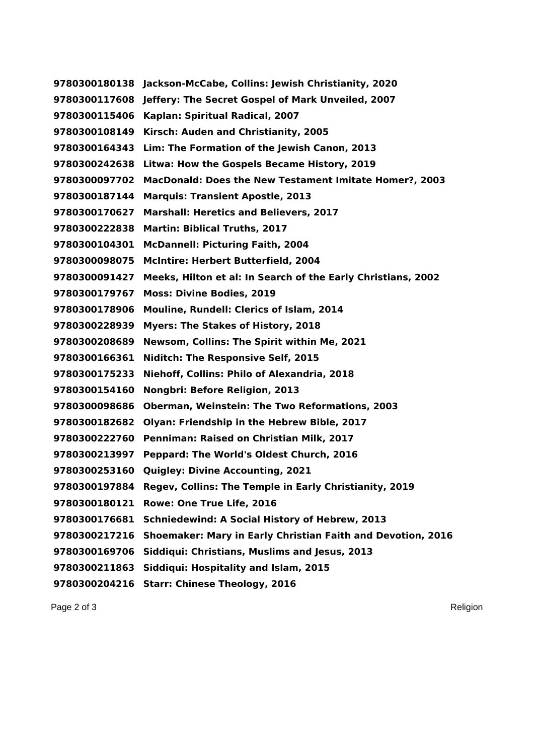**9780300180138 Jackson-McCabe, Collins: Jewish Christianity, 2020**
**9780300117608 Jeffery: The Secret Gospel of Mark Unveiled, 2007**
**9780300115406 Kaplan: Spiritual Radical, 2007**
**9780300108149 Kirsch: Auden and Christianity, 2005**
**9780300164343 Lim: The Formation of the Jewish Canon, 2013**
**9780300242638 Litwa: How the Gospels Became History, 2019**
**9780300097702 MacDonald: Does the New Testament Imitate Homer?, 2003**
**9780300187144 Marquis: Transient Apostle, 2013**
**9780300170627 Marshall: Heretics and Believers, 2017**
**9780300222838 Martin: Biblical Truths, 2017**
**9780300104301 McDannell: Picturing Faith, 2004**
**9780300098075 McIntire: Herbert Butterfield, 2004**
**9780300091427 Meeks, Hilton et al: In Search of the Early Christians, 2002**
**9780300179767 Moss: Divine Bodies, 2019**
**9780300178906 Mouline, Rundell: Clerics of Islam, 2014**
**9780300228939 Myers: The Stakes of History, 2018**
**9780300208689 Newsom, Collins: The Spirit within Me, 2021**
**9780300166361 Niditch: The Responsive Self, 2015**
**9780300175233 Niehoff, Collins: Philo of Alexandria, 2018**
**9780300154160 Nongbri: Before Religion, 2013**
**9780300098686 Oberman, Weinstein: The Two Reformations, 2003**
**9780300182682 Olyan: Friendship in the Hebrew Bible, 2017**
**9780300222760 Penniman: Raised on Christian Milk, 2017**
**9780300213997 Peppard: The World's Oldest Church, 2016**
**9780300253160 Quigley: Divine Accounting, 2021**
**9780300197884 Regev, Collins: The Temple in Early Christianity, 2019**
**9780300180121 Rowe: One True Life, 2016**
**9780300176681 Schniedewind: A Social History of Hebrew, 2013**
**9780300217216 Shoemaker: Mary in Early Christian Faith and Devotion, 2016**
**9780300169706 Siddiqui: Christians, Muslims and Jesus, 2013**
**9780300211863 Siddiqui: Hospitality and Islam, 2015**
**9780300204216 Starr: Chinese Theology, 2016**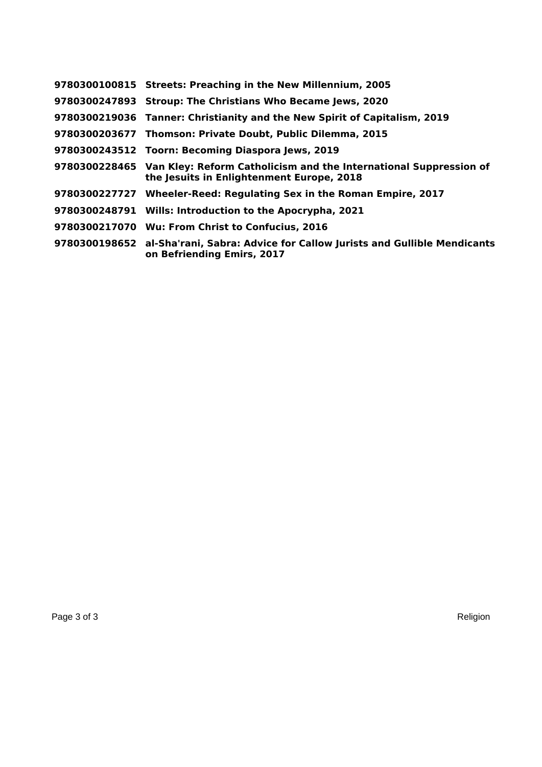| | |
|---|---|
| **9780300100815** | **Streets: Preaching in the New Millennium, 2005** |
| **9780300247893** | **Stroup: The Christians Who Became Jews, 2020** |
| **9780300219036** | **Tanner: Christianity and the New Spirit of Capitalism, 2019** |
| **9780300203677** | **Thomson: Private Doubt, Public Dilemma, 2015** |
| **9780300243512** | **Toorn: Becoming Diaspora Jews, 2019** |
| **9780300228465** | **Van Kley: Reform Catholicism and the International Suppression of the Jesuits in Enlightenment Europe, 2018** |
| **9780300227727** | **Wheeler-Reed: Regulating Sex in the Roman Empire, 2017** |
| **9780300248791** | **Wills: Introduction to the Apocrypha, 2021** |
| **9780300217070** | **Wu: From Christ to Confucius, 2016** |
| **9780300198652** | **al-Sha'rani, Sabra: Advice for Callow Jurists and Gullible Mendicants on Befriending Emirs, 2017** |